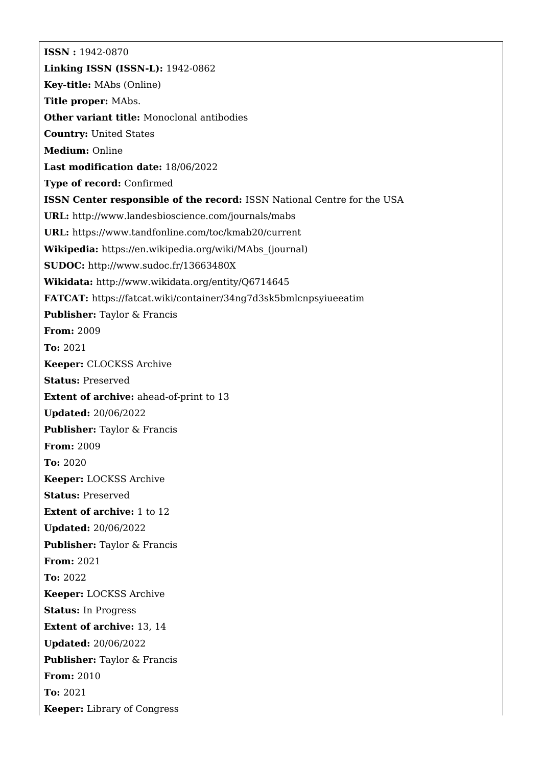**ISSN :** 1942-0870

**Linking ISSN (ISSN-L):** 1942-0862

**Key-title:** MAbs (Online)

**Title proper:** MAbs.

**Other variant title:** Monoclonal antibodies

**Country:** United States

**Medium:** Online

**Last modification date:** 18/06/2022

**Type of record:** Confirmed

**ISSN Center responsible of the record:** ISSN National Centre for the USA

**URL:** http://www.landesbioscience.com/journals/mabs

**URL:** https://www.tandfonline.com/toc/kmab20/current

**Wikipedia:** https://en.wikipedia.org/wiki/MAbs_(journal)

**SUDOC:** http://www.sudoc.fr/13663480X

**Wikidata:** http://www.wikidata.org/entity/Q6714645

**FATCAT:** https://fatcat.wiki/container/34ng7d3sk5bmlcnpsyiueeatim

**Publisher:** Taylor & Francis

**From:** 2009

**To:** 2021

**Keeper:** CLOCKSS Archive

**Status:** Preserved

**Extent of archive:** ahead-of-print to 13

**Updated:** 20/06/2022

**Publisher:** Taylor & Francis

**From:** 2009

**To:** 2020

**Keeper:** LOCKSS Archive

**Status:** Preserved

**Extent of archive:** 1 to 12

**Updated:** 20/06/2022

**Publisher:** Taylor & Francis

**From:** 2021

**To:** 2022

**Keeper:** LOCKSS Archive

**Status:** In Progress

**Extent of archive:** 13, 14

**Updated:** 20/06/2022

**Publisher:** Taylor & Francis

**From:** 2010

**To:** 2021

**Keeper:** Library of Congress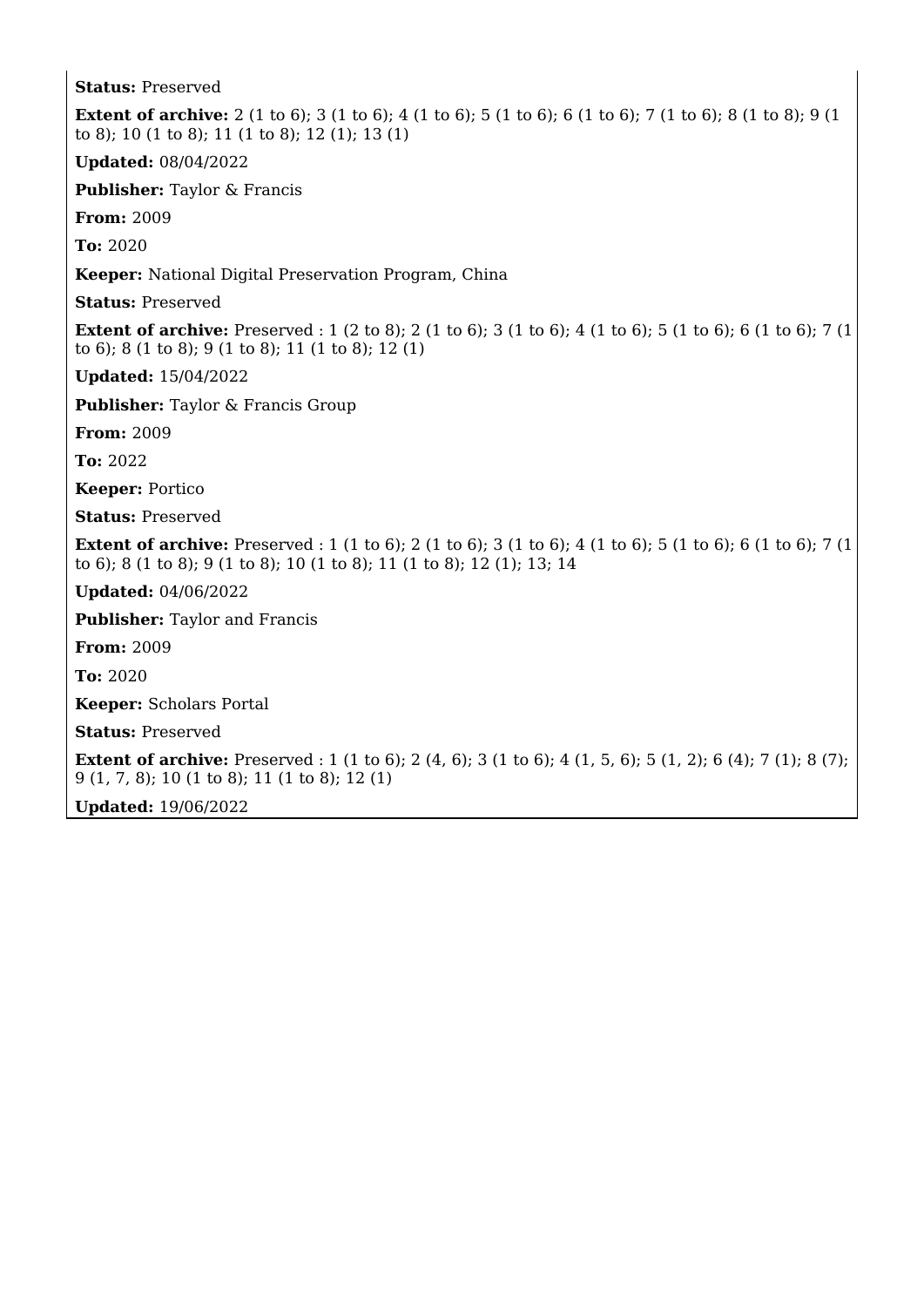**Status:** Preserved

**Extent of archive:** 2 (1 to 6); 3 (1 to 6); 4 (1 to 6); 5 (1 to 6); 6 (1 to 6); 7 (1 to 6); 8 (1 to 8); 9 (1 to 8); 10 (1 to 8); 11 (1 to 8); 12 (1); 13 (1)

**Updated:** 08/04/2022

**Publisher:** Taylor & Francis

**From:** 2009

**To:** 2020

**Keeper:** National Digital Preservation Program, China

**Status:** Preserved

**Extent of archive:** Preserved : 1 (2 to 8); 2 (1 to 6); 3 (1 to 6); 4 (1 to 6); 5 (1 to 6); 6 (1 to 6); 7 (1 to 6); 8 (1 to 8); 9 (1 to 8); 11 (1 to 8); 12 (1)

**Updated:** 15/04/2022

**Publisher:** Taylor & Francis Group

**From:** 2009

**To:** 2022

**Keeper:** Portico

**Status:** Preserved

**Extent of archive:** Preserved : 1 (1 to 6); 2 (1 to 6); 3 (1 to 6); 4 (1 to 6); 5 (1 to 6); 6 (1 to 6); 7 (1 to 6); 8 (1 to 8); 9 (1 to 8); 10 (1 to 8); 11 (1 to 8); 12 (1); 13; 14

**Updated:** 04/06/2022

**Publisher:** Taylor and Francis

**From:** 2009

**To:** 2020

**Keeper:** Scholars Portal

**Status:** Preserved

**Extent of archive:** Preserved : 1 (1 to 6); 2 (4, 6); 3 (1 to 6); 4 (1, 5, 6); 5 (1, 2); 6 (4); 7 (1); 8 (7); 9 (1, 7, 8); 10 (1 to 8); 11 (1 to 8); 12 (1)

**Updated:** 19/06/2022